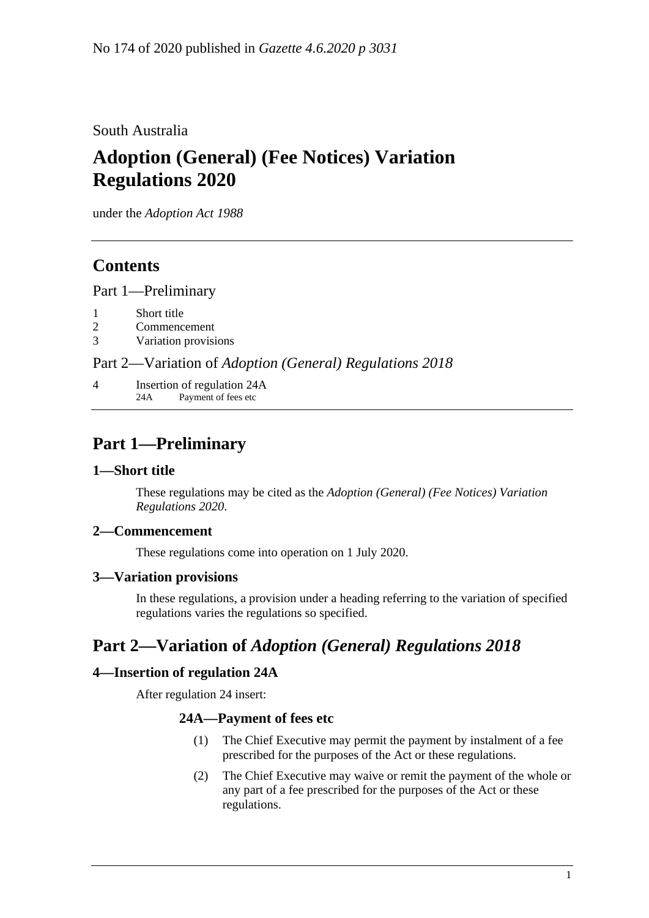No 174 of 2020 published in *Gazette 4.6.2020 p 3031*

South Australia

# Adoption (General) (Fee Notices) Variation Regulations 2020

under the *Adoption Act 1988*

## Contents

Part 1—Preliminary

1 Short title
2 Commencement
3 Variation provisions

Part 2—Variation of *Adoption (General) Regulations 2018*

4 Insertion of regulation 24A
 24A Payment of fees etc

## Part 1—Preliminary

### 1—Short title

These regulations may be cited as the *Adoption (General) (Fee Notices) Variation Regulations 2020*.

### 2—Commencement

These regulations come into operation on 1 July 2020.

### 3—Variation provisions

In these regulations, a provision under a heading referring to the variation of specified regulations varies the regulations so specified.

## Part 2—Variation of *Adoption (General) Regulations 2018*

### 4—Insertion of regulation 24A

After regulation 24 insert:

#### 24A—Payment of fees etc

(1) The Chief Executive may permit the payment by instalment of a fee prescribed for the purposes of the Act or these regulations.

(2) The Chief Executive may waive or remit the payment of the whole or any part of a fee prescribed for the purposes of the Act or these regulations.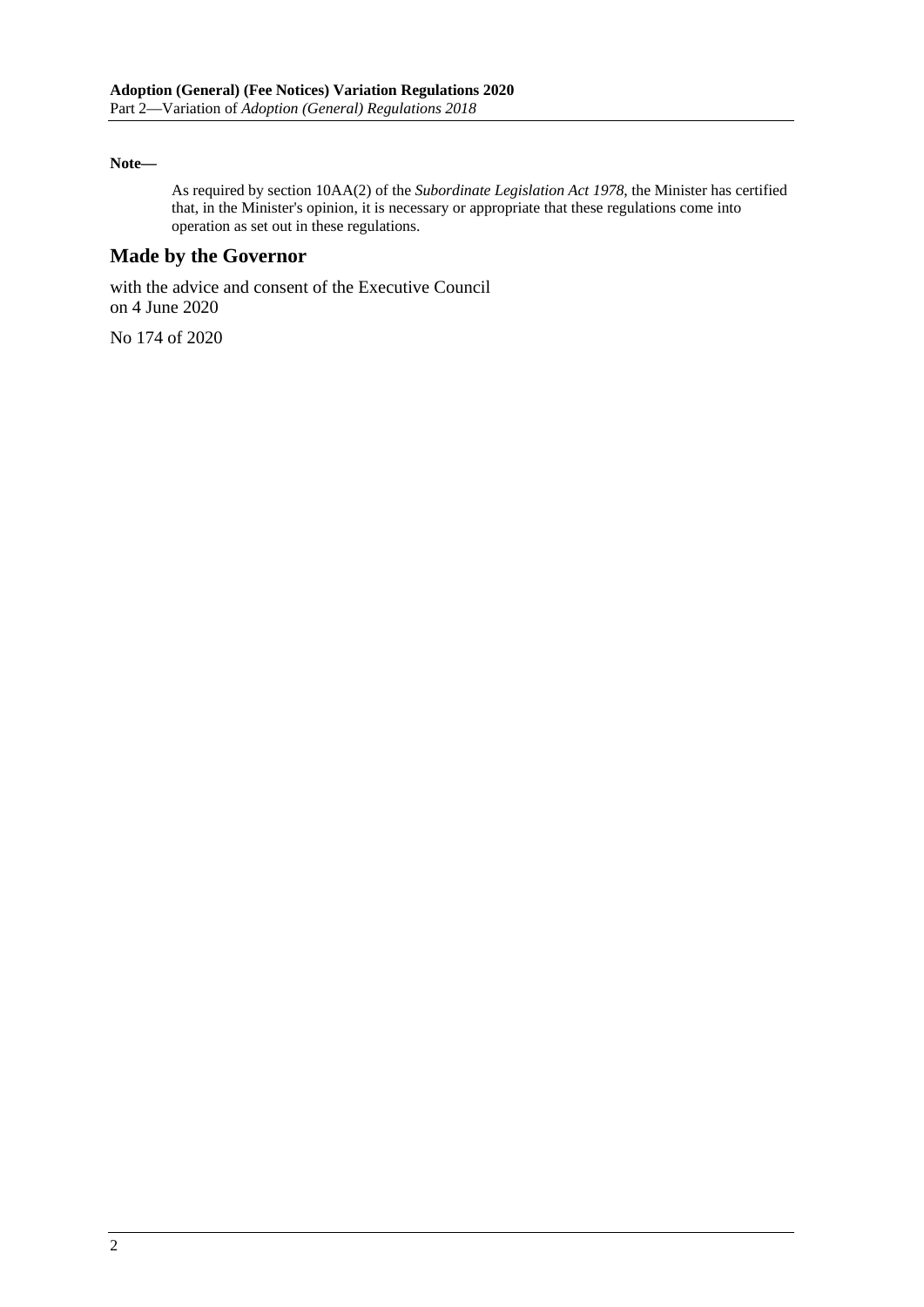**Note—**

As required by section 10AA(2) of the *Subordinate Legislation Act 1978*, the Minister has certified that, in the Minister's opinion, it is necessary or appropriate that these regulations come into operation as set out in these regulations.

## Made by the Governor

with the advice and consent of the Executive Council
on 4 June 2020

No 174 of 2020